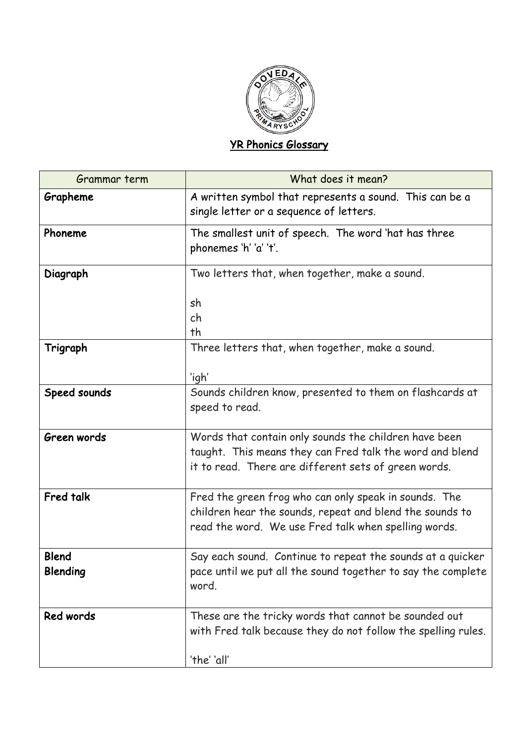DOVEDALE PRIMARY SCHOOL

# YR Phonics Glossary

| Grammar term | What does it mean? |
| --- | --- |
| **Grapheme** | A written symbol that represents a sound. This can be a single letter or a sequence of letters. |
| **Phoneme** | The smallest unit of speech. The word 'hat has three phonemes 'h' 'a' 't'. |
| **Diagraph** | Two letters that, when together, make a sound.<br><br>sh<br>ch<br>th |
| **Trigraph** | Three letters that, when together, make a sound.<br><br>'igh' |
| **Speed sounds** | Sounds children know, presented to them on flashcards at speed to read. |
| **Green words** | Words that contain only sounds the children have been taught. This means they can Fred talk the word and blend it to read. There are different sets of green words. |
| **Fred talk** | Fred the green frog who can only speak in sounds. The children hear the sounds, repeat and blend the sounds to read the word. We use Fred talk when spelling words. |
| **Blend**<br>**Blending** | Say each sound. Continue to repeat the sounds at a quicker pace until we put all the sound together to say the complete word. |
| **Red words** | These are the tricky words that cannot be sounded out with Fred talk because they do not follow the spelling rules.<br><br>'the' 'all' |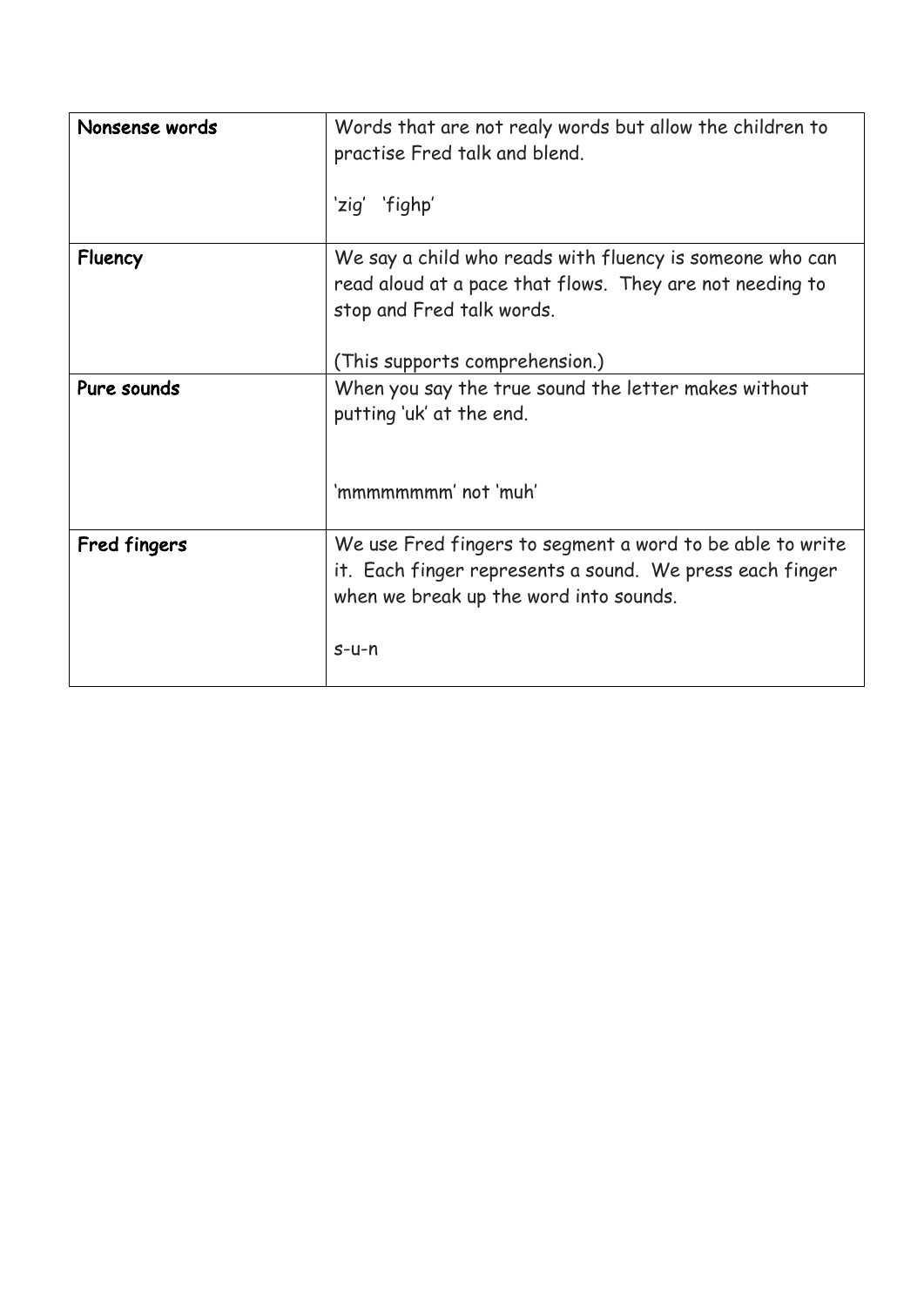| | |
|---|---|
| **Nonsense words** | Words that are not realy words but allow the children to practise Fred talk and blend.<br><br>'zig'   'fighp' |
| **Fluency** | We say a child who reads with fluency is someone who can read aloud at a pace that flows.  They are not needing to stop and Fred talk words.<br><br>(This supports comprehension.) |
| **Pure sounds** | When you say the true sound the letter makes without putting 'uk' at the end.<br><br>'mmmmmmmm' not 'muh' |
| **Fred fingers** | We use Fred fingers to segment a word to be able to write it.  Each finger represents a sound.  We press each finger when we break up the word into sounds.<br><br>s-u-n |